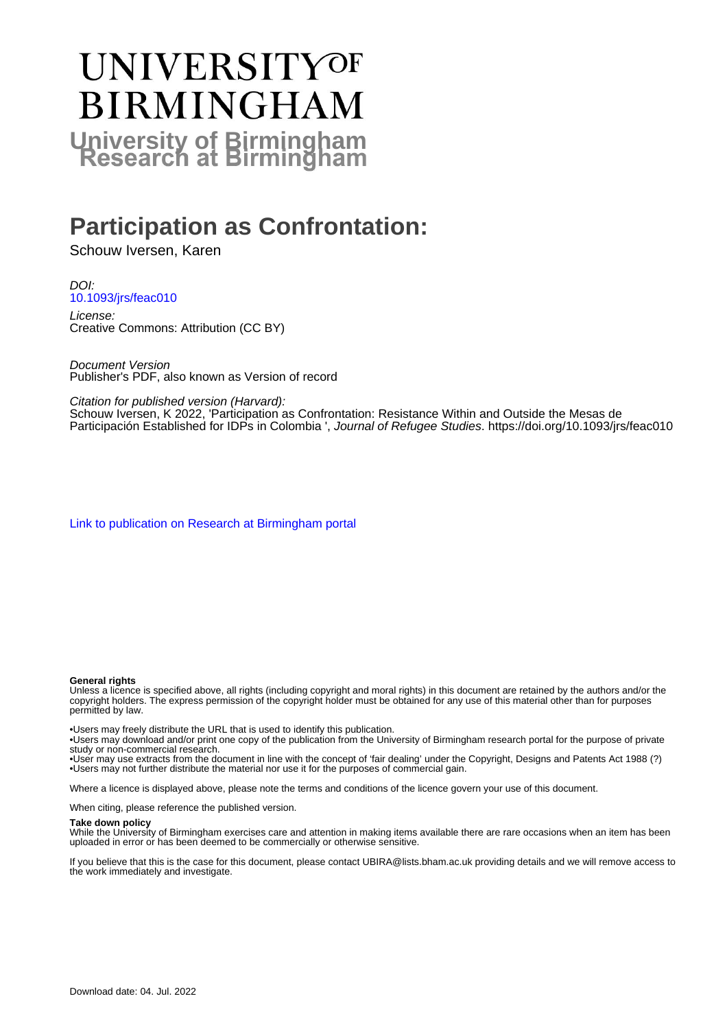# UNIVERSITY OF BIRMINGHAM

**University of Birmingham Research at Birmingham**

# Participation as Confrontation:

Schouw Iversen, Karen

*DOI:*
10.1093/jrs/feac010

*License:*
Creative Commons: Attribution (CC BY)

*Document Version*
Publisher's PDF, also known as Version of record

*Citation for published version (Harvard):*
Schouw Iversen, K 2022, 'Participation as Confrontation: Resistance Within and Outside the Mesas de Participación Established for IDPs in Colombia ', *Journal of Refugee Studies*. https://doi.org/10.1093/jrs/feac010

Link to publication on Research at Birmingham portal

**General rights**
Unless a licence is specified above, all rights (including copyright and moral rights) in this document are retained by the authors and/or the copyright holders. The express permission of the copyright holder must be obtained for any use of this material other than for purposes permitted by law.

•Users may freely distribute the URL that is used to identify this publication.
•Users may download and/or print one copy of the publication from the University of Birmingham research portal for the purpose of private study or non-commercial research.
•User may use extracts from the document in line with the concept of 'fair dealing' under the Copyright, Designs and Patents Act 1988 (?)
•Users may not further distribute the material nor use it for the purposes of commercial gain.

Where a licence is displayed above, please note the terms and conditions of the licence govern your use of this document.

When citing, please reference the published version.

**Take down policy**
While the University of Birmingham exercises care and attention in making items available there are rare occasions when an item has been uploaded in error or has been deemed to be commercially or otherwise sensitive.

If you believe that this is the case for this document, please contact UBIRA@lists.bham.ac.uk providing details and we will remove access to the work immediately and investigate.

Download date: 04. Jul. 2022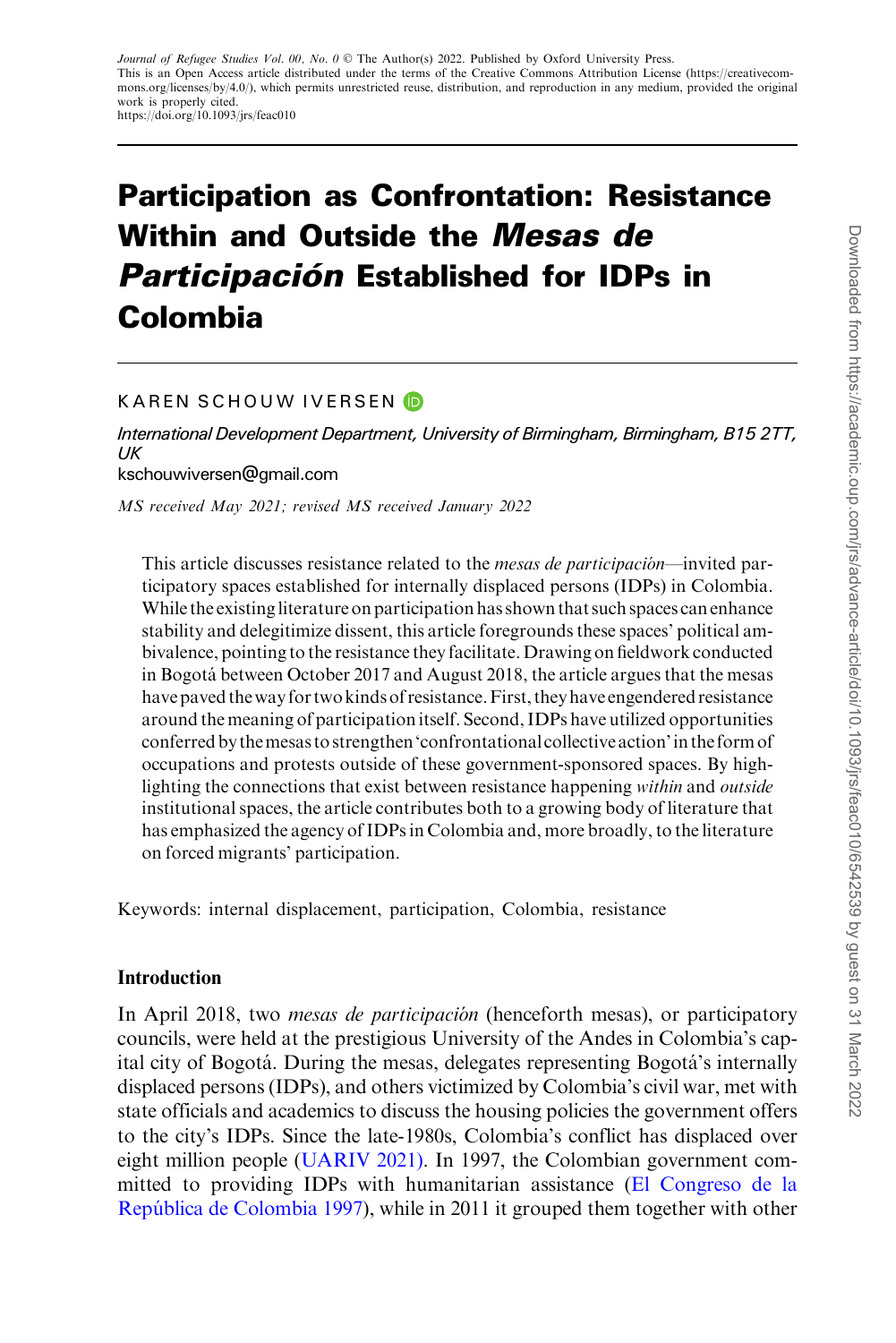Journal of Refugee Studies Vol. 00, No. 0 © The Author(s) 2022. Published by Oxford University Press.
This is an Open Access article distributed under the terms of the Creative Commons Attribution License (https://creativecommons.org/licenses/by/4.0/), which permits unrestricted reuse, distribution, and reproduction in any medium, provided the original work is properly cited.
https://doi.org/10.1093/jrs/feac010

# Participation as Confrontation: Resistance Within and Outside the *Mesas de Participación* Established for IDPs in Colombia

KAREN SCHOUW IVERSEN

*International Development Department, University of Birmingham, Birmingham, B15 2TT, UK*
kschouwiversen@gmail.com

*MS received May 2021; revised MS received January 2022*

This article discusses resistance related to the *mesas de participación*—invited participatory spaces established for internally displaced persons (IDPs) in Colombia. While the existing literature on participation has shown that such spaces can enhance stability and delegitimize dissent, this article foregrounds these spaces' political ambivalence, pointing to the resistance they facilitate. Drawing on fieldwork conducted in Bogotá between October 2017 and August 2018, the article argues that the mesas have paved the way for two kinds of resistance. First, they have engendered resistance around the meaning of participation itself. Second, IDPs have utilized opportunities conferred by the mesas to strengthen 'confrontational collective action' in the form of occupations and protests outside of these government-sponsored spaces. By highlighting the connections that exist between resistance happening *within* and *outside* institutional spaces, the article contributes both to a growing body of literature that has emphasized the agency of IDPs in Colombia and, more broadly, to the literature on forced migrants' participation.

Keywords: internal displacement, participation, Colombia, resistance

## Introduction

In April 2018, two *mesas de participación* (henceforth mesas), or participatory councils, were held at the prestigious University of the Andes in Colombia's capital city of Bogotá. During the mesas, delegates representing Bogotá's internally displaced persons (IDPs), and others victimized by Colombia's civil war, met with state officials and academics to discuss the housing policies the government offers to the city's IDPs. Since the late-1980s, Colombia's conflict has displaced over eight million people (UARIV 2021). In 1997, the Colombian government committed to providing IDPs with humanitarian assistance (El Congreso de la República de Colombia 1997), while in 2011 it grouped them together with other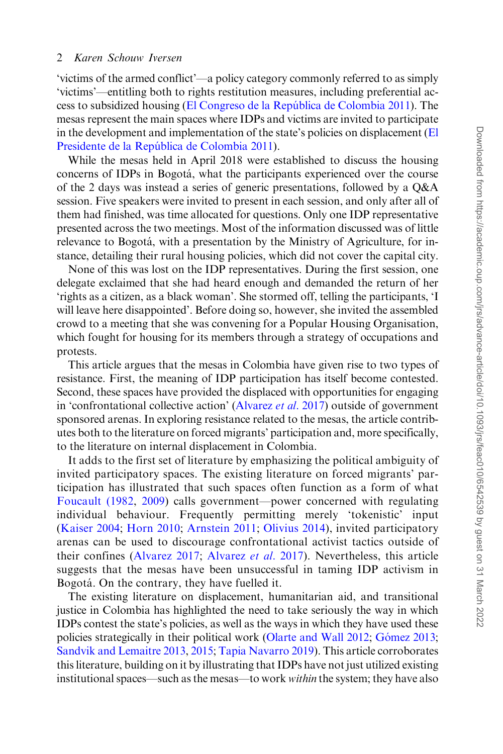'victims of the armed conflict'—a policy category commonly referred to as simply 'victims'—entitling both to rights restitution measures, including preferential access to subsidized housing (El Congreso de la República de Colombia 2011). The mesas represent the main spaces where IDPs and victims are invited to participate in the development and implementation of the state's policies on displacement (El Presidente de la República de Colombia 2011).

While the mesas held in April 2018 were established to discuss the housing concerns of IDPs in Bogotá, what the participants experienced over the course of the 2 days was instead a series of generic presentations, followed by a Q&A session. Five speakers were invited to present in each session, and only after all of them had finished, was time allocated for questions. Only one IDP representative presented across the two meetings. Most of the information discussed was of little relevance to Bogotá, with a presentation by the Ministry of Agriculture, for instance, detailing their rural housing policies, which did not cover the capital city.

None of this was lost on the IDP representatives. During the first session, one delegate exclaimed that she had heard enough and demanded the return of her 'rights as a citizen, as a black woman'. She stormed off, telling the participants, 'I will leave here disappointed'. Before doing so, however, she invited the assembled crowd to a meeting that she was convening for a Popular Housing Organisation, which fought for housing for its members through a strategy of occupations and protests.

This article argues that the mesas in Colombia have given rise to two types of resistance. First, the meaning of IDP participation has itself become contested. Second, these spaces have provided the displaced with opportunities for engaging in 'confrontational collective action' (Alvarez *et al*. 2017) outside of government sponsored arenas. In exploring resistance related to the mesas, the article contributes both to the literature on forced migrants' participation and, more specifically, to the literature on internal displacement in Colombia.

It adds to the first set of literature by emphasizing the political ambiguity of invited participatory spaces. The existing literature on forced migrants' participation has illustrated that such spaces often function as a form of what Foucault (1982, 2009) calls government—power concerned with regulating individual behaviour. Frequently permitting merely 'tokenistic' input (Kaiser 2004; Horn 2010; Arnstein 2011; Olivius 2014), invited participatory arenas can be used to discourage confrontational activist tactics outside of their confines (Alvarez 2017; Alvarez *et al*. 2017). Nevertheless, this article suggests that the mesas have been unsuccessful in taming IDP activism in Bogotá. On the contrary, they have fuelled it.

The existing literature on displacement, humanitarian aid, and transitional justice in Colombia has highlighted the need to take seriously the way in which IDPs contest the state's policies, as well as the ways in which they have used these policies strategically in their political work (Olarte and Wall 2012; Gómez 2013; Sandvik and Lemaitre 2013, 2015; Tapia Navarro 2019). This article corroborates this literature, building on it by illustrating that IDPs have not just utilized existing institutional spaces—such as the mesas—to work *within* the system; they have also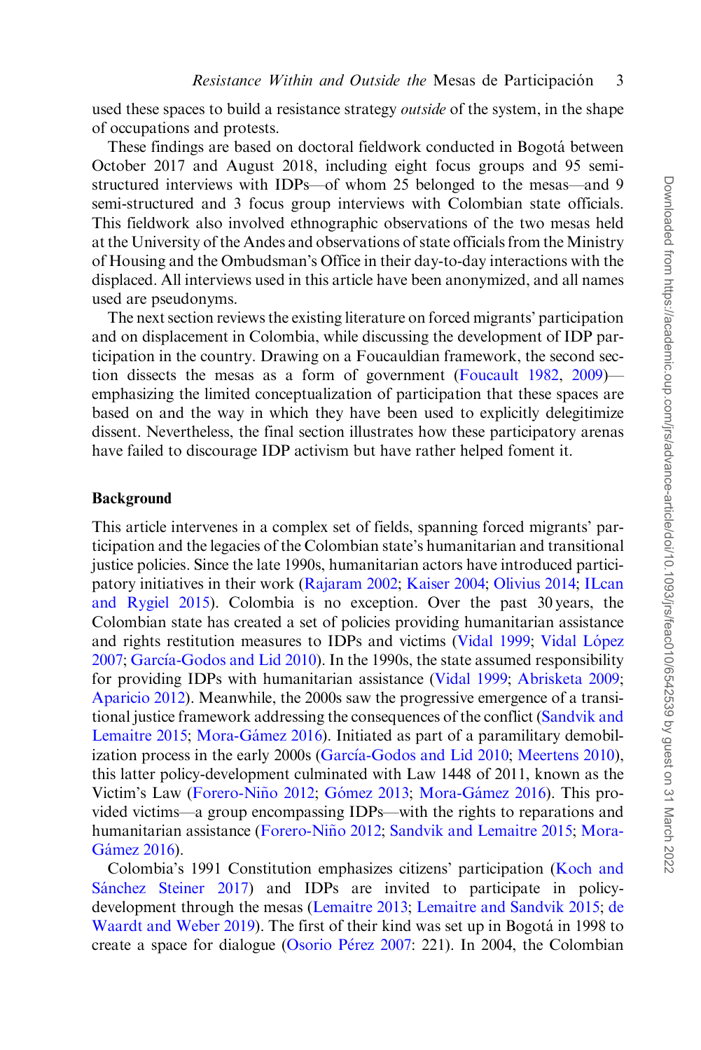used these spaces to build a resistance strategy *outside* of the system, in the shape of occupations and protests.

These findings are based on doctoral fieldwork conducted in Bogotá between October 2017 and August 2018, including eight focus groups and 95 semi-structured interviews with IDPs—of whom 25 belonged to the mesas—and 9 semi-structured and 3 focus group interviews with Colombian state officials. This fieldwork also involved ethnographic observations of the two mesas held at the University of the Andes and observations of state officials from the Ministry of Housing and the Ombudsman's Office in their day-to-day interactions with the displaced. All interviews used in this article have been anonymized, and all names used are pseudonyms.

The next section reviews the existing literature on forced migrants' participation and on displacement in Colombia, while discussing the development of IDP participation in the country. Drawing on a Foucauldian framework, the second section dissects the mesas as a form of government (Foucault 1982, 2009)—emphasizing the limited conceptualization of participation that these spaces are based on and the way in which they have been used to explicitly delegitimize dissent. Nevertheless, the final section illustrates how these participatory arenas have failed to discourage IDP activism but have rather helped foment it.

## Background

This article intervenes in a complex set of fields, spanning forced migrants' participation and the legacies of the Colombian state's humanitarian and transitional justice policies. Since the late 1990s, humanitarian actors have introduced participatory initiatives in their work (Rajaram 2002; Kaiser 2004; Olivius 2014; ILcan and Rygiel 2015). Colombia is no exception. Over the past 30 years, the Colombian state has created a set of policies providing humanitarian assistance and rights restitution measures to IDPs and victims (Vidal 1999; Vidal López 2007; García-Godos and Lid 2010). In the 1990s, the state assumed responsibility for providing IDPs with humanitarian assistance (Vidal 1999; Abrisketa 2009; Aparicio 2012). Meanwhile, the 2000s saw the progressive emergence of a transitional justice framework addressing the consequences of the conflict (Sandvik and Lemaitre 2015; Mora-Gámez 2016). Initiated as part of a paramilitary demobilization process in the early 2000s (García-Godos and Lid 2010; Meertens 2010), this latter policy-development culminated with Law 1448 of 2011, known as the Victim's Law (Forero-Niño 2012; Gómez 2013; Mora-Gámez 2016). This provided victims—a group encompassing IDPs—with the rights to reparations and humanitarian assistance (Forero-Niño 2012; Sandvik and Lemaitre 2015; Mora-Gámez 2016).

Colombia's 1991 Constitution emphasizes citizens' participation (Koch and Sánchez Steiner 2017) and IDPs are invited to participate in policy-development through the mesas (Lemaitre 2013; Lemaitre and Sandvik 2015; de Waardt and Weber 2019). The first of their kind was set up in Bogotá in 1998 to create a space for dialogue (Osorio Pérez 2007: 221). In 2004, the Colombian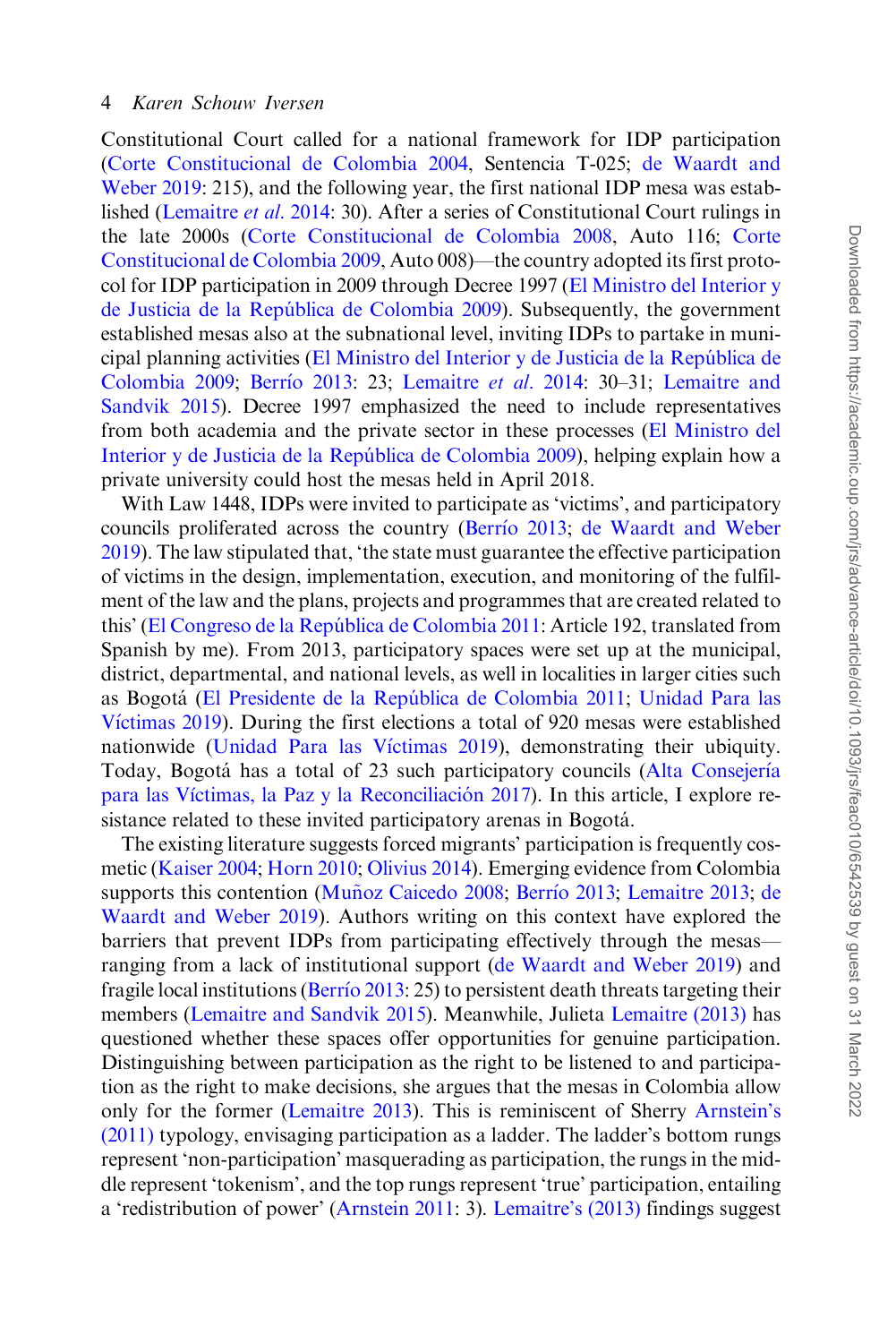Constitutional Court called for a national framework for IDP participation (Corte Constitucional de Colombia 2004, Sentencia T-025; de Waardt and Weber 2019: 215), and the following year, the first national IDP mesa was established (Lemaitre *et al.* 2014: 30). After a series of Constitutional Court rulings in the late 2000s (Corte Constitucional de Colombia 2008, Auto 116; Corte Constitucional de Colombia 2009, Auto 008)—the country adopted its first protocol for IDP participation in 2009 through Decree 1997 (El Ministro del Interior y de Justicia de la República de Colombia 2009). Subsequently, the government established mesas also at the subnational level, inviting IDPs to partake in municipal planning activities (El Ministro del Interior y de Justicia de la República de Colombia 2009; Berrío 2013: 23; Lemaitre *et al.* 2014: 30–31; Lemaitre and Sandvik 2015). Decree 1997 emphasized the need to include representatives from both academia and the private sector in these processes (El Ministro del Interior y de Justicia de la República de Colombia 2009), helping explain how a private university could host the mesas held in April 2018.

With Law 1448, IDPs were invited to participate as 'victims', and participatory councils proliferated across the country (Berrío 2013; de Waardt and Weber 2019). The law stipulated that, 'the state must guarantee the effective participation of victims in the design, implementation, execution, and monitoring of the fulfilment of the law and the plans, projects and programmes that are created related to this' (El Congreso de la República de Colombia 2011: Article 192, translated from Spanish by me). From 2013, participatory spaces were set up at the municipal, district, departmental, and national levels, as well in localities in larger cities such as Bogotá (El Presidente de la República de Colombia 2011; Unidad Para las Víctimas 2019). During the first elections a total of 920 mesas were established nationwide (Unidad Para las Víctimas 2019), demonstrating their ubiquity. Today, Bogotá has a total of 23 such participatory councils (Alta Consejería para las Víctimas, la Paz y la Reconciliación 2017). In this article, I explore resistance related to these invited participatory arenas in Bogotá.

The existing literature suggests forced migrants' participation is frequently cosmetic (Kaiser 2004; Horn 2010; Olivius 2014). Emerging evidence from Colombia supports this contention (Muñoz Caicedo 2008; Berrío 2013; Lemaitre 2013; de Waardt and Weber 2019). Authors writing on this context have explored the barriers that prevent IDPs from participating effectively through the mesas—ranging from a lack of institutional support (de Waardt and Weber 2019) and fragile local institutions (Berrío 2013: 25) to persistent death threats targeting their members (Lemaitre and Sandvik 2015). Meanwhile, Julieta Lemaitre (2013) has questioned whether these spaces offer opportunities for genuine participation. Distinguishing between participation as the right to be listened to and participation as the right to make decisions, she argues that the mesas in Colombia allow only for the former (Lemaitre 2013). This is reminiscent of Sherry Arnstein's (2011) typology, envisaging participation as a ladder. The ladder's bottom rungs represent 'non-participation' masquerading as participation, the rungs in the middle represent 'tokenism', and the top rungs represent 'true' participation, entailing a 'redistribution of power' (Arnstein 2011: 3). Lemaitre's (2013) findings suggest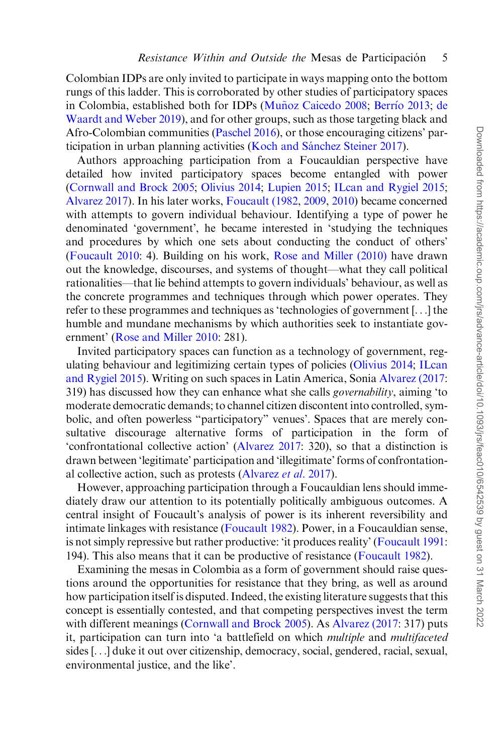Colombian IDPs are only invited to participate in ways mapping onto the bottom rungs of this ladder. This is corroborated by other studies of participatory spaces in Colombia, established both for IDPs (Muñoz Caicedo 2008; Berrío 2013; de Waardt and Weber 2019), and for other groups, such as those targeting black and Afro-Colombian communities (Paschel 2016), or those encouraging citizens' participation in urban planning activities (Koch and Sánchez Steiner 2017).

Authors approaching participation from a Foucauldian perspective have detailed how invited participatory spaces become entangled with power (Cornwall and Brock 2005; Olivius 2014; Lupien 2015; ILcan and Rygiel 2015; Alvarez 2017). In his later works, Foucault (1982, 2009, 2010) became concerned with attempts to govern individual behaviour. Identifying a type of power he denominated 'government', he became interested in 'studying the techniques and procedures by which one sets about conducting the conduct of others' (Foucault 2010: 4). Building on his work, Rose and Miller (2010) have drawn out the knowledge, discourses, and systems of thought—what they call political rationalities—that lie behind attempts to govern individuals' behaviour, as well as the concrete programmes and techniques through which power operates. They refer to these programmes and techniques as 'technologies of government [. . .] the humble and mundane mechanisms by which authorities seek to instantiate government' (Rose and Miller 2010: 281).

Invited participatory spaces can function as a technology of government, regulating behaviour and legitimizing certain types of policies (Olivius 2014; ILcan and Rygiel 2015). Writing on such spaces in Latin America, Sonia Alvarez (2017: 319) has discussed how they can enhance what she calls *governability*, aiming 'to moderate democratic demands; to channel citizen discontent into controlled, symbolic, and often powerless "participatory" venues'. Spaces that are merely consultative discourage alternative forms of participation in the form of 'confrontational collective action' (Alvarez 2017: 320), so that a distinction is drawn between 'legitimate' participation and 'illegitimate' forms of confrontational collective action, such as protests (Alvarez *et al.* 2017).

However, approaching participation through a Foucauldian lens should immediately draw our attention to its potentially politically ambiguous outcomes. A central insight of Foucault's analysis of power is its inherent reversibility and intimate linkages with resistance (Foucault 1982). Power, in a Foucauldian sense, is not simply repressive but rather productive: 'it produces reality' (Foucault 1991: 194). This also means that it can be productive of resistance (Foucault 1982).

Examining the mesas in Colombia as a form of government should raise questions around the opportunities for resistance that they bring, as well as around how participation itself is disputed. Indeed, the existing literature suggests that this concept is essentially contested, and that competing perspectives invest the term with different meanings (Cornwall and Brock 2005). As Alvarez (2017: 317) puts it, participation can turn into 'a battlefield on which *multiple* and *multifaceted* sides [. . .] duke it out over citizenship, democracy, social, gendered, racial, sexual, environmental justice, and the like'.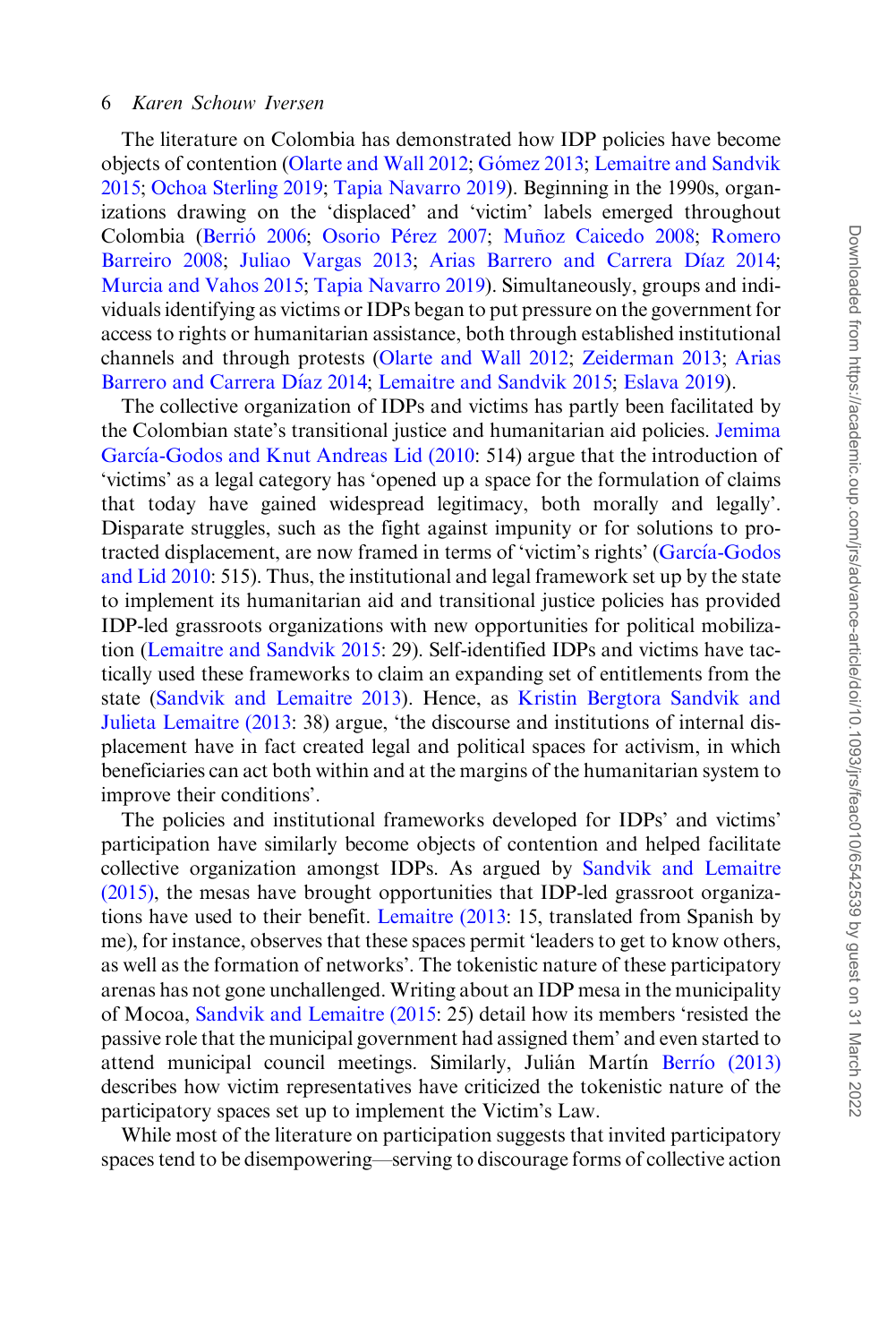The literature on Colombia has demonstrated how IDP policies have become objects of contention (Olarte and Wall 2012; Gómez 2013; Lemaitre and Sandvik 2015; Ochoa Sterling 2019; Tapia Navarro 2019). Beginning in the 1990s, organizations drawing on the 'displaced' and 'victim' labels emerged throughout Colombia (Berrió 2006; Osorio Pérez 2007; Muñoz Caicedo 2008; Romero Barreiro 2008; Juliao Vargas 2013; Arias Barrero and Carrera Díaz 2014; Murcia and Vahos 2015; Tapia Navarro 2019). Simultaneously, groups and individuals identifying as victims or IDPs began to put pressure on the government for access to rights or humanitarian assistance, both through established institutional channels and through protests (Olarte and Wall 2012; Zeiderman 2013; Arias Barrero and Carrera Díaz 2014; Lemaitre and Sandvik 2015; Eslava 2019).

The collective organization of IDPs and victims has partly been facilitated by the Colombian state's transitional justice and humanitarian aid policies. Jemima García-Godos and Knut Andreas Lid (2010: 514) argue that the introduction of 'victims' as a legal category has 'opened up a space for the formulation of claims that today have gained widespread legitimacy, both morally and legally'. Disparate struggles, such as the fight against impunity or for solutions to protracted displacement, are now framed in terms of 'victim's rights' (García-Godos and Lid 2010: 515). Thus, the institutional and legal framework set up by the state to implement its humanitarian aid and transitional justice policies has provided IDP-led grassroots organizations with new opportunities for political mobilization (Lemaitre and Sandvik 2015: 29). Self-identified IDPs and victims have tactically used these frameworks to claim an expanding set of entitlements from the state (Sandvik and Lemaitre 2013). Hence, as Kristin Bergtora Sandvik and Julieta Lemaitre (2013: 38) argue, 'the discourse and institutions of internal displacement have in fact created legal and political spaces for activism, in which beneficiaries can act both within and at the margins of the humanitarian system to improve their conditions'.

The policies and institutional frameworks developed for IDPs' and victims' participation have similarly become objects of contention and helped facilitate collective organization amongst IDPs. As argued by Sandvik and Lemaitre (2015), the mesas have brought opportunities that IDP-led grassroot organizations have used to their benefit. Lemaitre (2013: 15, translated from Spanish by me), for instance, observes that these spaces permit 'leaders to get to know others, as well as the formation of networks'. The tokenistic nature of these participatory arenas has not gone unchallenged. Writing about an IDP mesa in the municipality of Mocoa, Sandvik and Lemaitre (2015: 25) detail how its members 'resisted the passive role that the municipal government had assigned them' and even started to attend municipal council meetings. Similarly, Julián Martín Berrío (2013) describes how victim representatives have criticized the tokenistic nature of the participatory spaces set up to implement the Victim's Law.

While most of the literature on participation suggests that invited participatory spaces tend to be disempowering—serving to discourage forms of collective action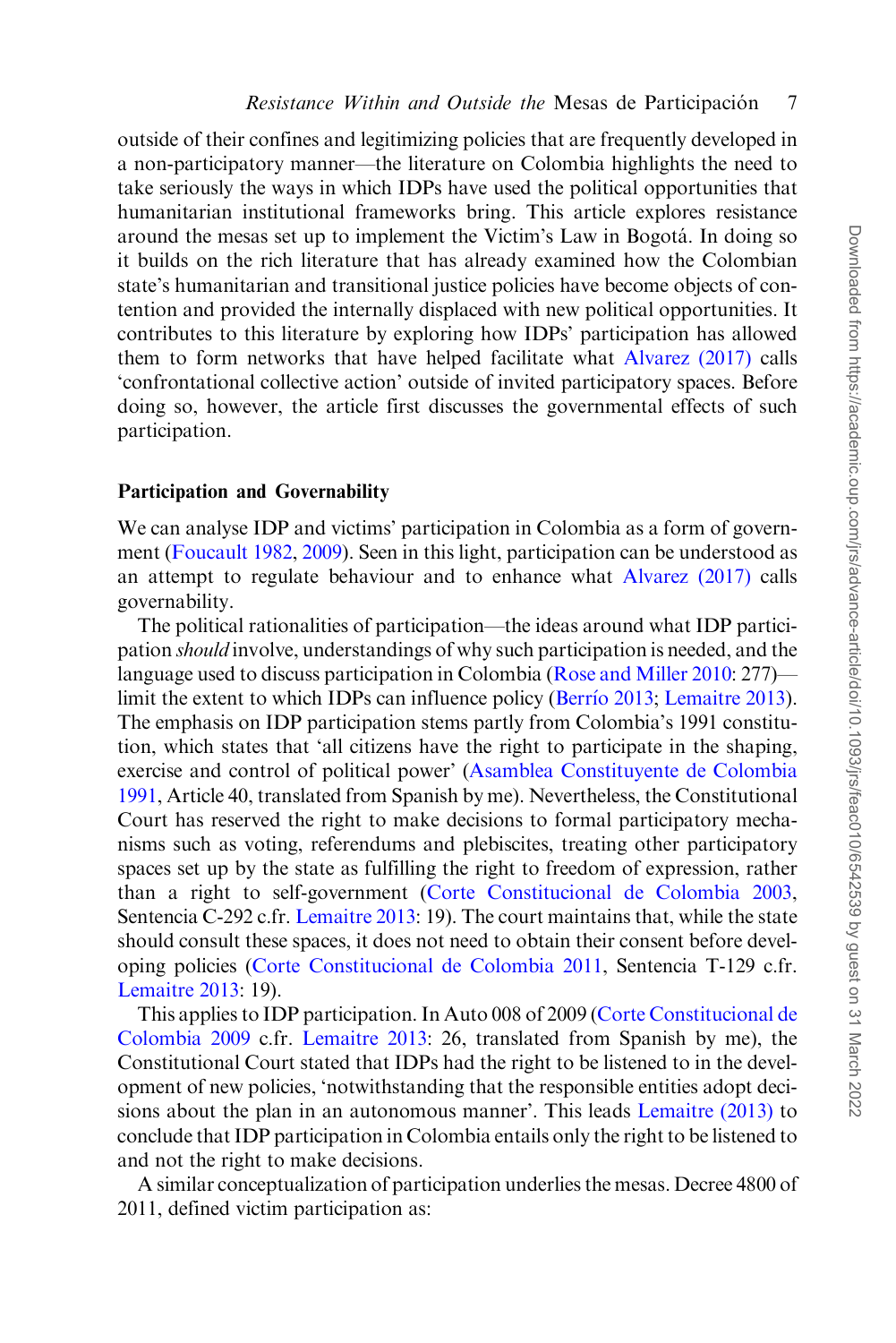outside of their confines and legitimizing policies that are frequently developed in a non-participatory manner—the literature on Colombia highlights the need to take seriously the ways in which IDPs have used the political opportunities that humanitarian institutional frameworks bring. This article explores resistance around the mesas set up to implement the Victim's Law in Bogotá. In doing so it builds on the rich literature that has already examined how the Colombian state's humanitarian and transitional justice policies have become objects of contention and provided the internally displaced with new political opportunities. It contributes to this literature by exploring how IDPs' participation has allowed them to form networks that have helped facilitate what Alvarez (2017) calls 'confrontational collective action' outside of invited participatory spaces. Before doing so, however, the article first discusses the governmental effects of such participation.

## Participation and Governability

We can analyse IDP and victims' participation in Colombia as a form of government (Foucault 1982, 2009). Seen in this light, participation can be understood as an attempt to regulate behaviour and to enhance what Alvarez (2017) calls governability.

The political rationalities of participation—the ideas around what IDP participation *should* involve, understandings of why such participation is needed, and the language used to discuss participation in Colombia (Rose and Miller 2010: 277)—limit the extent to which IDPs can influence policy (Berrío 2013; Lemaitre 2013). The emphasis on IDP participation stems partly from Colombia's 1991 constitution, which states that 'all citizens have the right to participate in the shaping, exercise and control of political power' (Asamblea Constituyente de Colombia 1991, Article 40, translated from Spanish by me). Nevertheless, the Constitutional Court has reserved the right to make decisions to formal participatory mechanisms such as voting, referendums and plebiscites, treating other participatory spaces set up by the state as fulfilling the right to freedom of expression, rather than a right to self-government (Corte Constitucional de Colombia 2003, Sentencia C-292 c.fr. Lemaitre 2013: 19). The court maintains that, while the state should consult these spaces, it does not need to obtain their consent before developing policies (Corte Constitucional de Colombia 2011, Sentencia T-129 c.fr. Lemaitre 2013: 19).

This applies to IDP participation. In Auto 008 of 2009 (Corte Constitucional de Colombia 2009 c.fr. Lemaitre 2013: 26, translated from Spanish by me), the Constitutional Court stated that IDPs had the right to be listened to in the development of new policies, 'notwithstanding that the responsible entities adopt decisions about the plan in an autonomous manner'. This leads Lemaitre (2013) to conclude that IDP participation in Colombia entails only the right to be listened to and not the right to make decisions.

A similar conceptualization of participation underlies the mesas. Decree 4800 of 2011, defined victim participation as: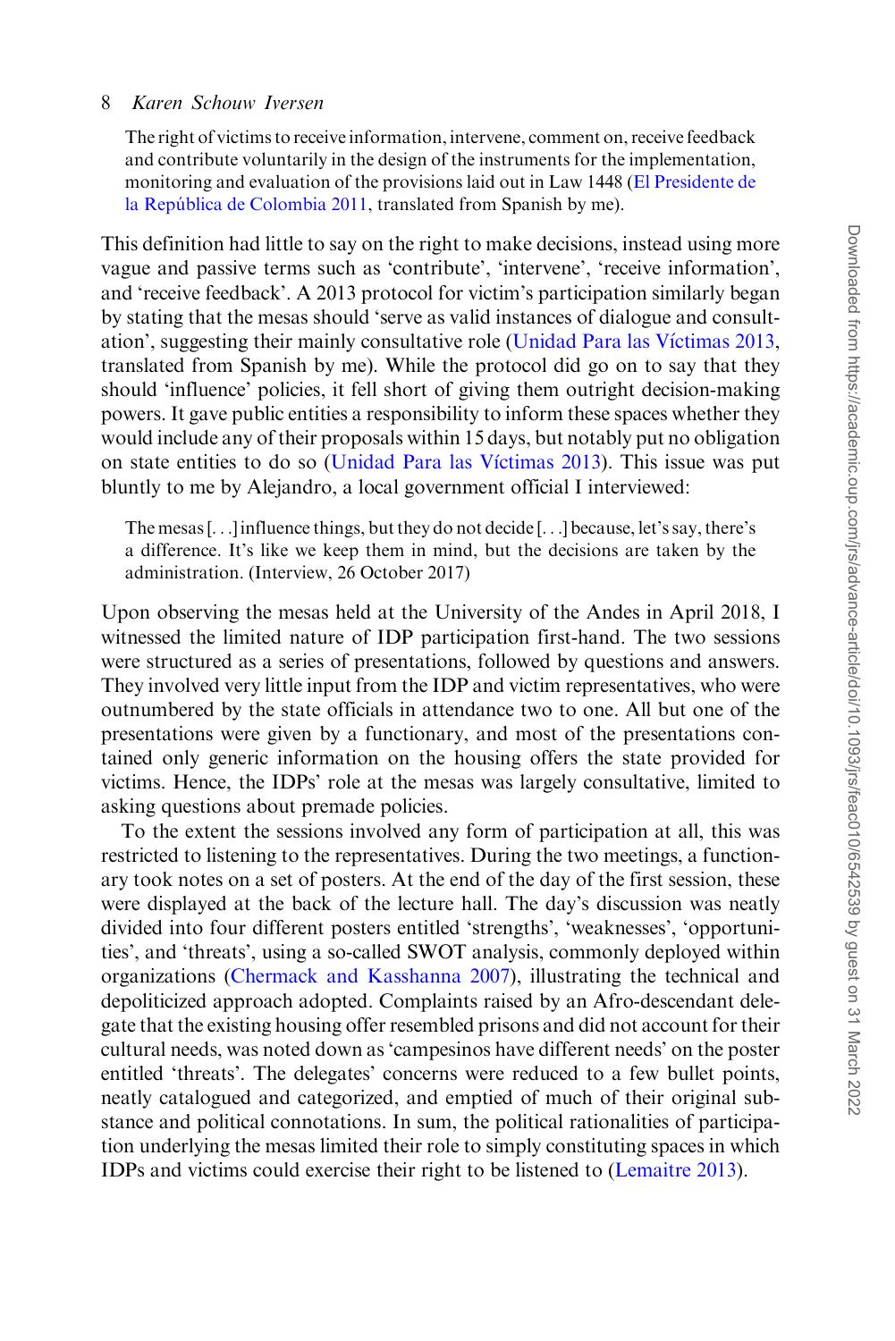> The right of victims to receive information, intervene, comment on, receive feedback and contribute voluntarily in the design of the instruments for the implementation, monitoring and evaluation of the provisions laid out in Law 1448 (El Presidente de la República de Colombia 2011, translated from Spanish by me).

This definition had little to say on the right to make decisions, instead using more vague and passive terms such as 'contribute', 'intervene', 'receive information', and 'receive feedback'. A 2013 protocol for victim's participation similarly began by stating that the mesas should 'serve as valid instances of dialogue and consultation', suggesting their mainly consultative role (Unidad Para las Víctimas 2013, translated from Spanish by me). While the protocol did go on to say that they should 'influence' policies, it fell short of giving them outright decision-making powers. It gave public entities a responsibility to inform these spaces whether they would include any of their proposals within 15 days, but notably put no obligation on state entities to do so (Unidad Para las Víctimas 2013). This issue was put bluntly to me by Alejandro, a local government official I interviewed:

> The mesas [. . .] influence things, but they do not decide [. . .] because, let's say, there's a difference. It's like we keep them in mind, but the decisions are taken by the administration. (Interview, 26 October 2017)

Upon observing the mesas held at the University of the Andes in April 2018, I witnessed the limited nature of IDP participation first-hand. The two sessions were structured as a series of presentations, followed by questions and answers. They involved very little input from the IDP and victim representatives, who were outnumbered by the state officials in attendance two to one. All but one of the presentations were given by a functionary, and most of the presentations contained only generic information on the housing offers the state provided for victims. Hence, the IDPs' role at the mesas was largely consultative, limited to asking questions about premade policies.

To the extent the sessions involved any form of participation at all, this was restricted to listening to the representatives. During the two meetings, a functionary took notes on a set of posters. At the end of the day of the first session, these were displayed at the back of the lecture hall. The day's discussion was neatly divided into four different posters entitled 'strengths', 'weaknesses', 'opportunities', and 'threats', using a so-called SWOT analysis, commonly deployed within organizations (Chermack and Kasshanna 2007), illustrating the technical and depoliticized approach adopted. Complaints raised by an Afro-descendant delegate that the existing housing offer resembled prisons and did not account for their cultural needs, was noted down as 'campesinos have different needs' on the poster entitled 'threats'. The delegates' concerns were reduced to a few bullet points, neatly catalogued and categorized, and emptied of much of their original substance and political connotations. In sum, the political rationalities of participation underlying the mesas limited their role to simply constituting spaces in which IDPs and victims could exercise their right to be listened to (Lemaitre 2013).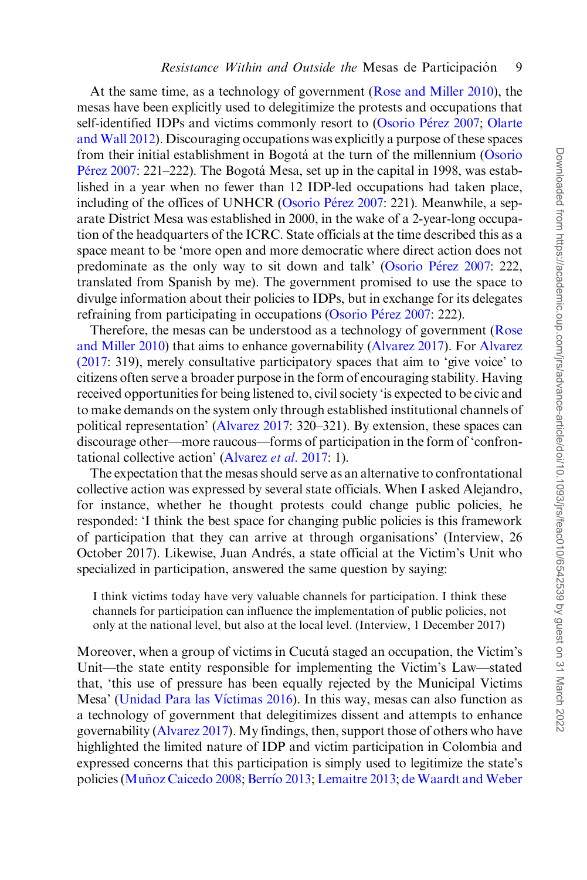At the same time, as a technology of government (Rose and Miller 2010), the mesas have been explicitly used to delegitimize the protests and occupations that self-identified IDPs and victims commonly resort to (Osorio Pérez 2007; Olarte and Wall 2012). Discouraging occupations was explicitly a purpose of these spaces from their initial establishment in Bogotá at the turn of the millennium (Osorio Pérez 2007: 221–222). The Bogotá Mesa, set up in the capital in 1998, was established in a year when no fewer than 12 IDP-led occupations had taken place, including of the offices of UNHCR (Osorio Pérez 2007: 221). Meanwhile, a separate District Mesa was established in 2000, in the wake of a 2-year-long occupation of the headquarters of the ICRC. State officials at the time described this as a space meant to be 'more open and more democratic where direct action does not predominate as the only way to sit down and talk' (Osorio Pérez 2007: 222, translated from Spanish by me). The government promised to use the space to divulge information about their policies to IDPs, but in exchange for its delegates refraining from participating in occupations (Osorio Pérez 2007: 222).

Therefore, the mesas can be understood as a technology of government (Rose and Miller 2010) that aims to enhance governability (Alvarez 2017). For Alvarez (2017: 319), merely consultative participatory spaces that aim to 'give voice' to citizens often serve a broader purpose in the form of encouraging stability. Having received opportunities for being listened to, civil society 'is expected to be civic and to make demands on the system only through established institutional channels of political representation' (Alvarez 2017: 320–321). By extension, these spaces can discourage other—more raucous—forms of participation in the form of 'confrontational collective action' (Alvarez *et al*. 2017: 1).

The expectation that the mesas should serve as an alternative to confrontational collective action was expressed by several state officials. When I asked Alejandro, for instance, whether he thought protests could change public policies, he responded: 'I think the best space for changing public policies is this framework of participation that they can arrive at through organisations' (Interview, 26 October 2017). Likewise, Juan Andrés, a state official at the Victim's Unit who specialized in participation, answered the same question by saying:

> I think victims today have very valuable channels for participation. I think these channels for participation can influence the implementation of public policies, not only at the national level, but also at the local level. (Interview, 1 December 2017)

Moreover, when a group of victims in Cucutá staged an occupation, the Victim's Unit—the state entity responsible for implementing the Victim's Law—stated that, 'this use of pressure has been equally rejected by the Municipal Victims Mesa' (Unidad Para las Víctimas 2016). In this way, mesas can also function as a technology of government that delegitimizes dissent and attempts to enhance governability (Alvarez 2017). My findings, then, support those of others who have highlighted the limited nature of IDP and victim participation in Colombia and expressed concerns that this participation is simply used to legitimize the state's policies (Muñoz Caicedo 2008; Berrío 2013; Lemaitre 2013; de Waardt and Weber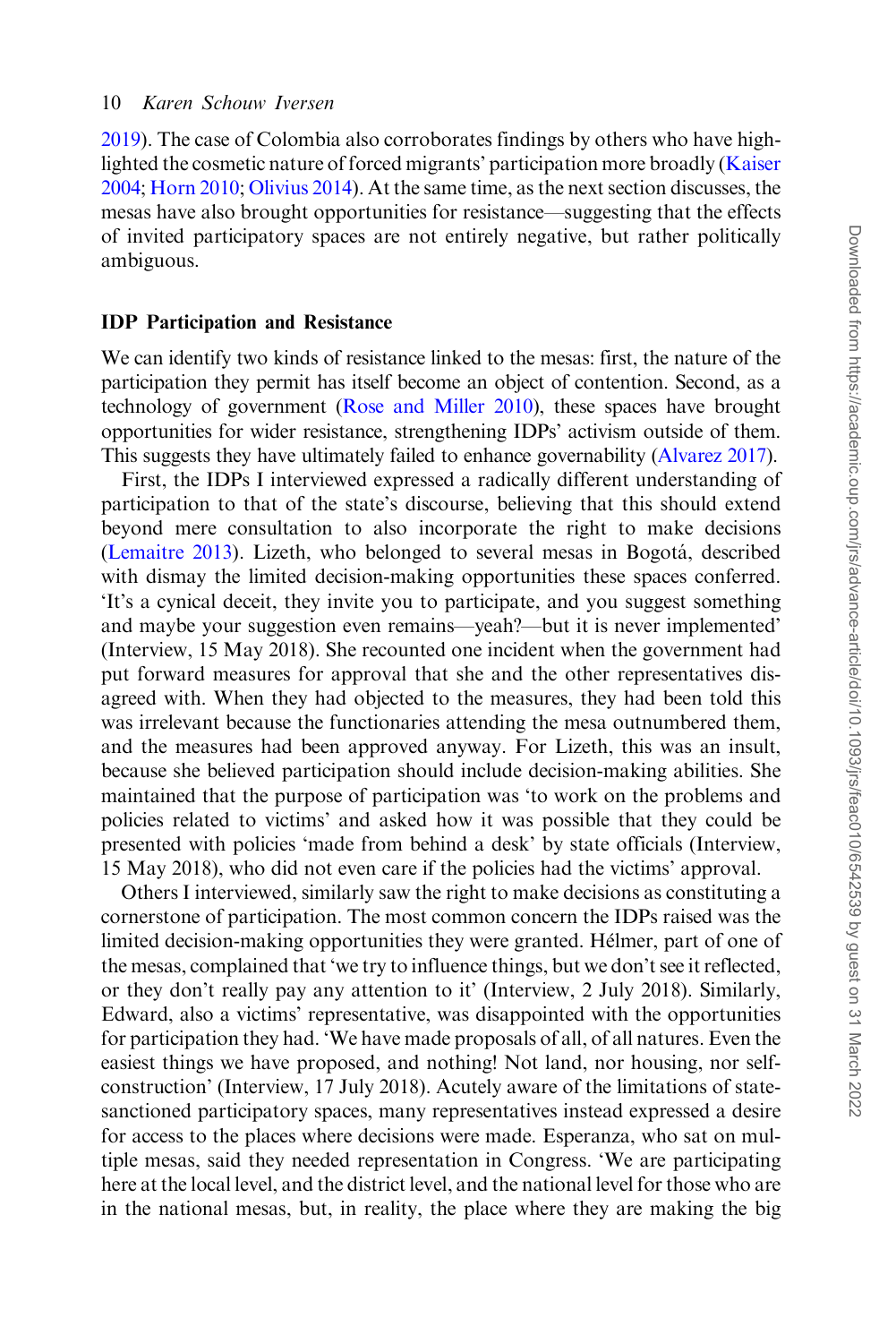2019). The case of Colombia also corroborates findings by others who have highlighted the cosmetic nature of forced migrants' participation more broadly (Kaiser 2004; Horn 2010; Olivius 2014). At the same time, as the next section discusses, the mesas have also brought opportunities for resistance—suggesting that the effects of invited participatory spaces are not entirely negative, but rather politically ambiguous.

## IDP Participation and Resistance

We can identify two kinds of resistance linked to the mesas: first, the nature of the participation they permit has itself become an object of contention. Second, as a technology of government (Rose and Miller 2010), these spaces have brought opportunities for wider resistance, strengthening IDPs' activism outside of them. This suggests they have ultimately failed to enhance governability (Alvarez 2017).

First, the IDPs I interviewed expressed a radically different understanding of participation to that of the state's discourse, believing that this should extend beyond mere consultation to also incorporate the right to make decisions (Lemaitre 2013). Lizeth, who belonged to several mesas in Bogotá, described with dismay the limited decision-making opportunities these spaces conferred. 'It's a cynical deceit, they invite you to participate, and you suggest something and maybe your suggestion even remains—yeah?—but it is never implemented' (Interview, 15 May 2018). She recounted one incident when the government had put forward measures for approval that she and the other representatives disagreed with. When they had objected to the measures, they had been told this was irrelevant because the functionaries attending the mesa outnumbered them, and the measures had been approved anyway. For Lizeth, this was an insult, because she believed participation should include decision-making abilities. She maintained that the purpose of participation was 'to work on the problems and policies related to victims' and asked how it was possible that they could be presented with policies 'made from behind a desk' by state officials (Interview, 15 May 2018), who did not even care if the policies had the victims' approval.

Others I interviewed, similarly saw the right to make decisions as constituting a cornerstone of participation. The most common concern the IDPs raised was the limited decision-making opportunities they were granted. Hélmer, part of one of the mesas, complained that 'we try to influence things, but we don't see it reflected, or they don't really pay any attention to it' (Interview, 2 July 2018). Similarly, Edward, also a victims' representative, was disappointed with the opportunities for participation they had. 'We have made proposals of all, of all natures. Even the easiest things we have proposed, and nothing! Not land, nor housing, nor self-construction' (Interview, 17 July 2018). Acutely aware of the limitations of state-sanctioned participatory spaces, many representatives instead expressed a desire for access to the places where decisions were made. Esperanza, who sat on multiple mesas, said they needed representation in Congress. 'We are participating here at the local level, and the district level, and the national level for those who are in the national mesas, but, in reality, the place where they are making the big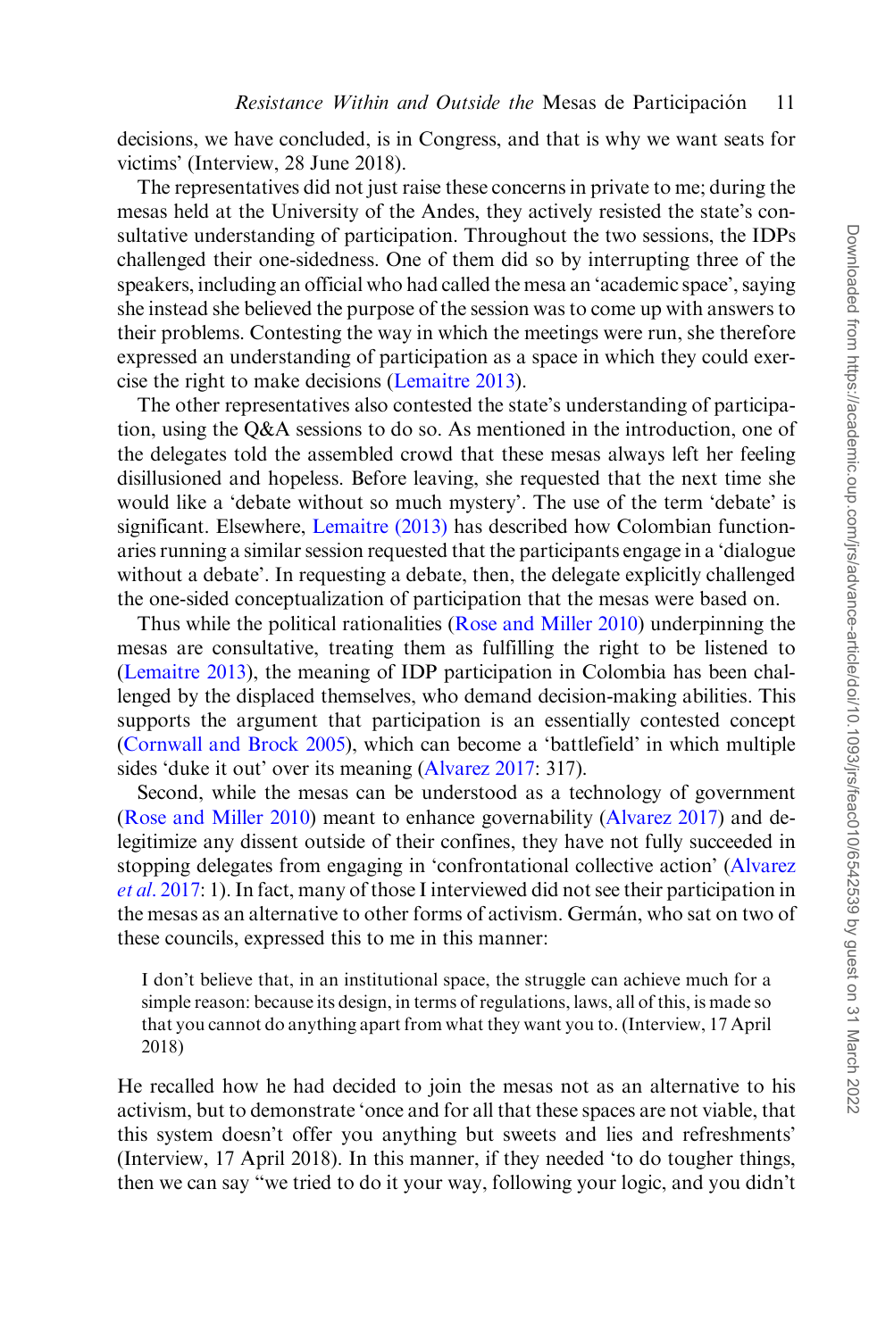decisions, we have concluded, is in Congress, and that is why we want seats for victims' (Interview, 28 June 2018).

The representatives did not just raise these concerns in private to me; during the mesas held at the University of the Andes, they actively resisted the state's consultative understanding of participation. Throughout the two sessions, the IDPs challenged their one-sidedness. One of them did so by interrupting three of the speakers, including an official who had called the mesa an 'academic space', saying she instead she believed the purpose of the session was to come up with answers to their problems. Contesting the way in which the meetings were run, she therefore expressed an understanding of participation as a space in which they could exercise the right to make decisions (Lemaitre 2013).

The other representatives also contested the state's understanding of participation, using the Q&A sessions to do so. As mentioned in the introduction, one of the delegates told the assembled crowd that these mesas always left her feeling disillusioned and hopeless. Before leaving, she requested that the next time she would like a 'debate without so much mystery'. The use of the term 'debate' is significant. Elsewhere, Lemaitre (2013) has described how Colombian functionaries running a similar session requested that the participants engage in a 'dialogue without a debate'. In requesting a debate, then, the delegate explicitly challenged the one-sided conceptualization of participation that the mesas were based on.

Thus while the political rationalities (Rose and Miller 2010) underpinning the mesas are consultative, treating them as fulfilling the right to be listened to (Lemaitre 2013), the meaning of IDP participation in Colombia has been challenged by the displaced themselves, who demand decision-making abilities. This supports the argument that participation is an essentially contested concept (Cornwall and Brock 2005), which can become a 'battlefield' in which multiple sides 'duke it out' over its meaning (Alvarez 2017: 317).

Second, while the mesas can be understood as a technology of government (Rose and Miller 2010) meant to enhance governability (Alvarez 2017) and delegitimize any dissent outside of their confines, they have not fully succeeded in stopping delegates from engaging in 'confrontational collective action' (Alvarez *et al.* 2017: 1). In fact, many of those I interviewed did not see their participation in the mesas as an alternative to other forms of activism. Germán, who sat on two of these councils, expressed this to me in this manner:

> I don't believe that, in an institutional space, the struggle can achieve much for a simple reason: because its design, in terms of regulations, laws, all of this, is made so that you cannot do anything apart from what they want you to. (Interview, 17 April 2018)

He recalled how he had decided to join the mesas not as an alternative to his activism, but to demonstrate 'once and for all that these spaces are not viable, that this system doesn't offer you anything but sweets and lies and refreshments' (Interview, 17 April 2018). In this manner, if they needed 'to do tougher things, then we can say "we tried to do it your way, following your logic, and you didn't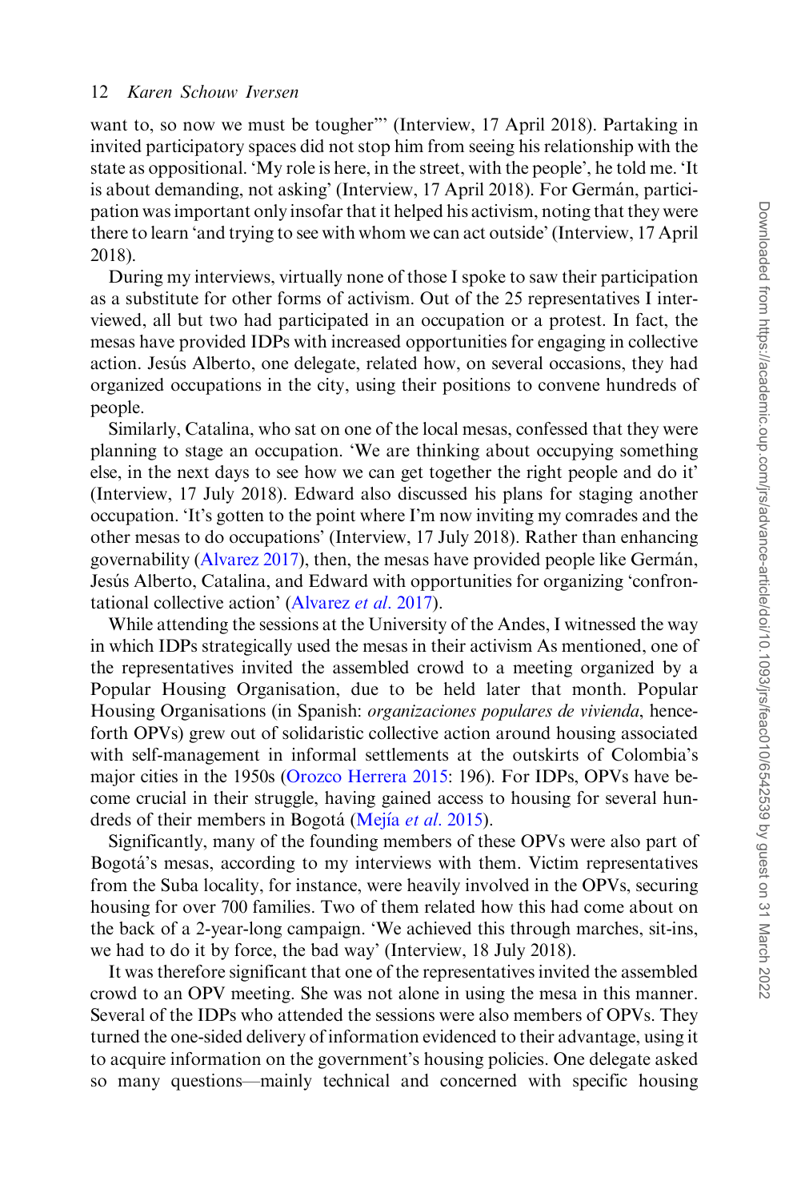want to, so now we must be tougher"' (Interview, 17 April 2018). Partaking in invited participatory spaces did not stop him from seeing his relationship with the state as oppositional. 'My role is here, in the street, with the people', he told me. 'It is about demanding, not asking' (Interview, 17 April 2018). For Germán, participation was important only insofar that it helped his activism, noting that they were there to learn 'and trying to see with whom we can act outside' (Interview, 17 April 2018).

During my interviews, virtually none of those I spoke to saw their participation as a substitute for other forms of activism. Out of the 25 representatives I interviewed, all but two had participated in an occupation or a protest. In fact, the mesas have provided IDPs with increased opportunities for engaging in collective action. Jesús Alberto, one delegate, related how, on several occasions, they had organized occupations in the city, using their positions to convene hundreds of people.

Similarly, Catalina, who sat on one of the local mesas, confessed that they were planning to stage an occupation. 'We are thinking about occupying something else, in the next days to see how we can get together the right people and do it' (Interview, 17 July 2018). Edward also discussed his plans for staging another occupation. 'It's gotten to the point where I'm now inviting my comrades and the other mesas to do occupations' (Interview, 17 July 2018). Rather than enhancing governability (Alvarez 2017), then, the mesas have provided people like Germán, Jesús Alberto, Catalina, and Edward with opportunities for organizing 'confrontational collective action' (Alvarez *et al*. 2017).

While attending the sessions at the University of the Andes, I witnessed the way in which IDPs strategically used the mesas in their activism As mentioned, one of the representatives invited the assembled crowd to a meeting organized by a Popular Housing Organisation, due to be held later that month. Popular Housing Organisations (in Spanish: *organizaciones populares de vivienda*, henceforth OPVs) grew out of solidaristic collective action around housing associated with self-management in informal settlements at the outskirts of Colombia's major cities in the 1950s (Orozco Herrera 2015: 196). For IDPs, OPVs have become crucial in their struggle, having gained access to housing for several hundreds of their members in Bogotá (Mejía *et al*. 2015).

Significantly, many of the founding members of these OPVs were also part of Bogotá's mesas, according to my interviews with them. Victim representatives from the Suba locality, for instance, were heavily involved in the OPVs, securing housing for over 700 families. Two of them related how this had come about on the back of a 2-year-long campaign. 'We achieved this through marches, sit-ins, we had to do it by force, the bad way' (Interview, 18 July 2018).

It was therefore significant that one of the representatives invited the assembled crowd to an OPV meeting. She was not alone in using the mesa in this manner. Several of the IDPs who attended the sessions were also members of OPVs. They turned the one-sided delivery of information evidenced to their advantage, using it to acquire information on the government's housing policies. One delegate asked so many questions—mainly technical and concerned with specific housing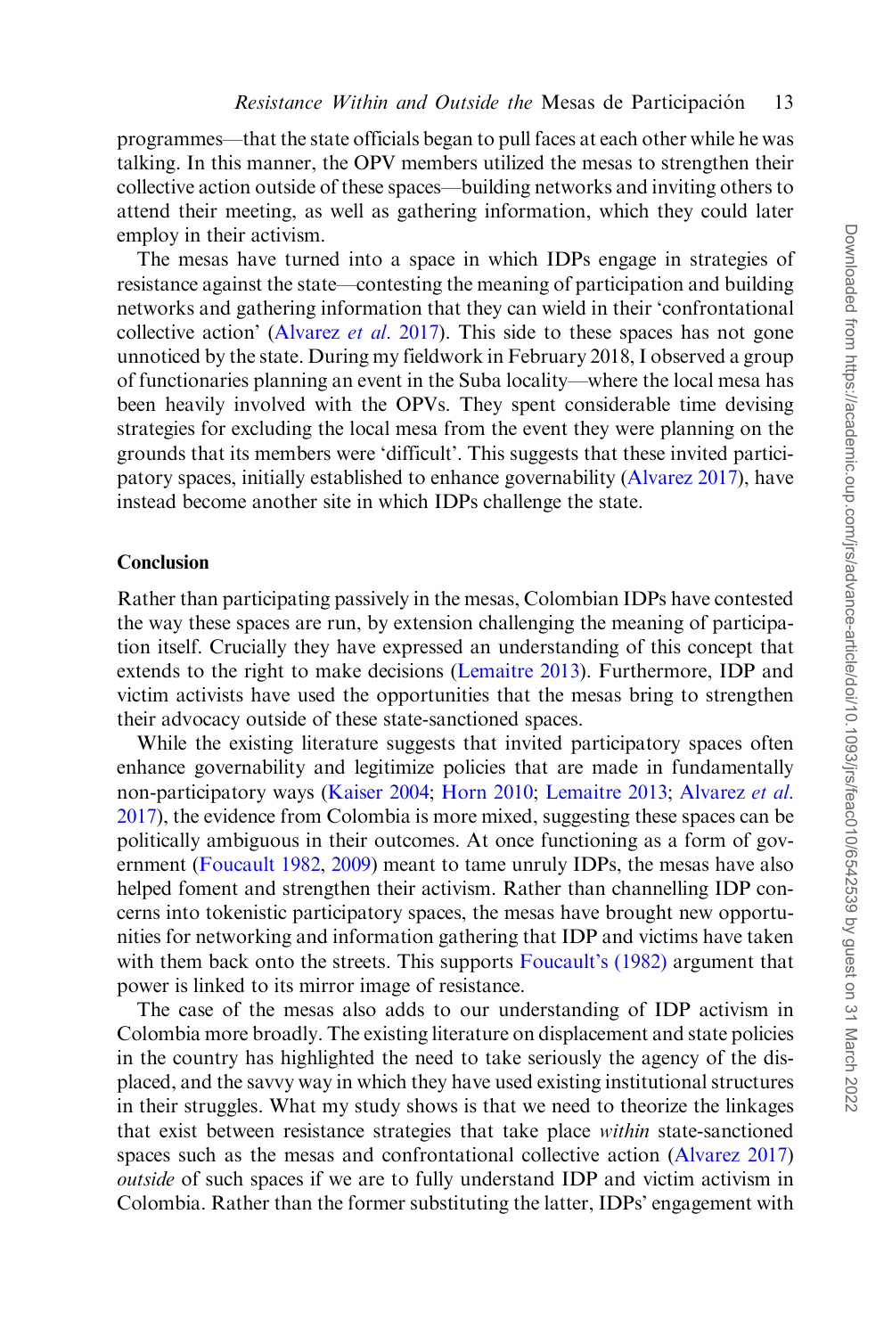programmes—that the state officials began to pull faces at each other while he was talking. In this manner, the OPV members utilized the mesas to strengthen their collective action outside of these spaces—building networks and inviting others to attend their meeting, as well as gathering information, which they could later employ in their activism.

The mesas have turned into a space in which IDPs engage in strategies of resistance against the state—contesting the meaning of participation and building networks and gathering information that they can wield in their 'confrontational collective action' (Alvarez *et al.* 2017). This side to these spaces has not gone unnoticed by the state. During my fieldwork in February 2018, I observed a group of functionaries planning an event in the Suba locality—where the local mesa has been heavily involved with the OPVs. They spent considerable time devising strategies for excluding the local mesa from the event they were planning on the grounds that its members were 'difficult'. This suggests that these invited participatory spaces, initially established to enhance governability (Alvarez 2017), have instead become another site in which IDPs challenge the state.

## Conclusion

Rather than participating passively in the mesas, Colombian IDPs have contested the way these spaces are run, by extension challenging the meaning of participation itself. Crucially they have expressed an understanding of this concept that extends to the right to make decisions (Lemaitre 2013). Furthermore, IDP and victim activists have used the opportunities that the mesas bring to strengthen their advocacy outside of these state-sanctioned spaces.

While the existing literature suggests that invited participatory spaces often enhance governability and legitimize policies that are made in fundamentally non-participatory ways (Kaiser 2004; Horn 2010; Lemaitre 2013; Alvarez *et al.* 2017), the evidence from Colombia is more mixed, suggesting these spaces can be politically ambiguous in their outcomes. At once functioning as a form of government (Foucault 1982, 2009) meant to tame unruly IDPs, the mesas have also helped foment and strengthen their activism. Rather than channelling IDP concerns into tokenistic participatory spaces, the mesas have brought new opportunities for networking and information gathering that IDP and victims have taken with them back onto the streets. This supports Foucault's (1982) argument that power is linked to its mirror image of resistance.

The case of the mesas also adds to our understanding of IDP activism in Colombia more broadly. The existing literature on displacement and state policies in the country has highlighted the need to take seriously the agency of the displaced, and the savvy way in which they have used existing institutional structures in their struggles. What my study shows is that we need to theorize the linkages that exist between resistance strategies that take place *within* state-sanctioned spaces such as the mesas and confrontational collective action (Alvarez 2017) *outside* of such spaces if we are to fully understand IDP and victim activism in Colombia. Rather than the former substituting the latter, IDPs' engagement with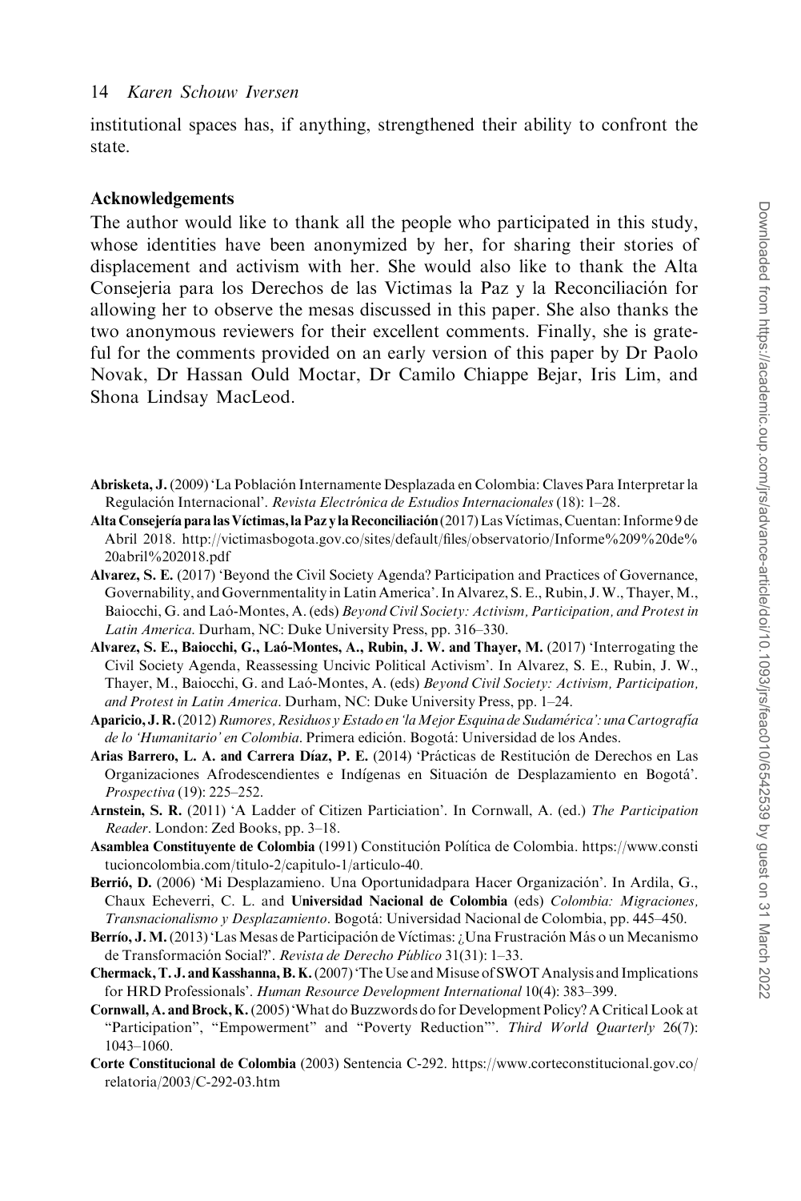institutional spaces has, if anything, strengthened their ability to confront the state.

## Acknowledgements

The author would like to thank all the people who participated in this study, whose identities have been anonymized by her, for sharing their stories of displacement and activism with her. She would also like to thank the Alta Consejeria para los Derechos de las Victimas la Paz y la Reconciliación for allowing her to observe the mesas discussed in this paper. She also thanks the two anonymous reviewers for their excellent comments. Finally, she is grateful for the comments provided on an early version of this paper by Dr Paolo Novak, Dr Hassan Ould Moctar, Dr Camilo Chiappe Bejar, Iris Lim, and Shona Lindsay MacLeod.

**Abrisketa, J.** (2009) 'La Población Internamente Desplazada en Colombia: Claves Para Interpretar la Regulación Internacional'. *Revista Electrónica de Estudios Internacionales* (18): 1–28.

**Alta Consejería para las Víctimas, la Paz y la Reconciliación** (2017) Las Víctimas, Cuentan: Informe 9 de Abril 2018. http://victimasbogota.gov.co/sites/default/files/observatorio/Informe%209%20de%20abril%202018.pdf

**Alvarez, S. E.** (2017) 'Beyond the Civil Society Agenda? Participation and Practices of Governance, Governability, and Governmentality in Latin America'. In Alvarez, S. E., Rubin, J. W., Thayer, M., Baiocchi, G. and Laó-Montes, A. (eds) *Beyond Civil Society: Activism, Participation, and Protest in Latin America*. Durham, NC: Duke University Press, pp. 316–330.

**Alvarez, S. E., Baiocchi, G., Laó-Montes, A., Rubin, J. W. and Thayer, M.** (2017) 'Interrogating the Civil Society Agenda, Reassessing Uncivic Political Activism'. In Alvarez, S. E., Rubin, J. W., Thayer, M., Baiocchi, G. and Laó-Montes, A. (eds) *Beyond Civil Society: Activism, Participation, and Protest in Latin America*. Durham, NC: Duke University Press, pp. 1–24.

**Aparicio, J. R.** (2012) *Rumores, Residuos y Estado en 'la Mejor Esquina de Sudamérica': una Cartografía de lo 'Humanitario' en Colombia*. Primera edición. Bogotá: Universidad de los Andes.

**Arias Barrero, L. A. and Carrera Díaz, P. E.** (2014) 'Prácticas de Restitución de Derechos en Las Organizaciones Afrodescendientes e Indígenas en Situación de Desplazamiento en Bogotá'. *Prospectiva* (19): 225–252.

**Arnstein, S. R.** (2011) 'A Ladder of Citizen Particiation'. In Cornwall, A. (ed.) *The Participation Reader*. London: Zed Books, pp. 3–18.

**Asamblea Constituyente de Colombia** (1991) Constitución Política de Colombia. https://www.constitucioncolombia.com/titulo-2/capitulo-1/articulo-40.

**Berrió, D.** (2006) 'Mi Desplazamieno. Una Oportunidadpara Hacer Organización'. In Ardila, G., Chaux Echeverri, C. L. and **Universidad Nacional de Colombia** (eds) *Colombia: Migraciones, Transnacionalismo y Desplazamiento*. Bogotá: Universidad Nacional de Colombia, pp. 445–450.

**Berrío, J. M.** (2013) 'Las Mesas de Participación de Víctimas: ¿Una Frustración Más o un Mecanismo de Transformación Social?'. *Revista de Derecho Público* 31(31): 1–33.

**Chermack, T. J. and Kasshanna, B. K.** (2007) 'The Use and Misuse of SWOT Analysis and Implications for HRD Professionals'. *Human Resource Development International* 10(4): 383–399.

**Cornwall, A. and Brock, K.** (2005) 'What do Buzzwords do for Development Policy? A Critical Look at "Participation", "Empowerment" and "Poverty Reduction"'. *Third World Quarterly* 26(7): 1043–1060.

**Corte Constitucional de Colombia** (2003) Sentencia C-292. https://www.corteconstitucional.gov.co/relatoria/2003/C-292-03.htm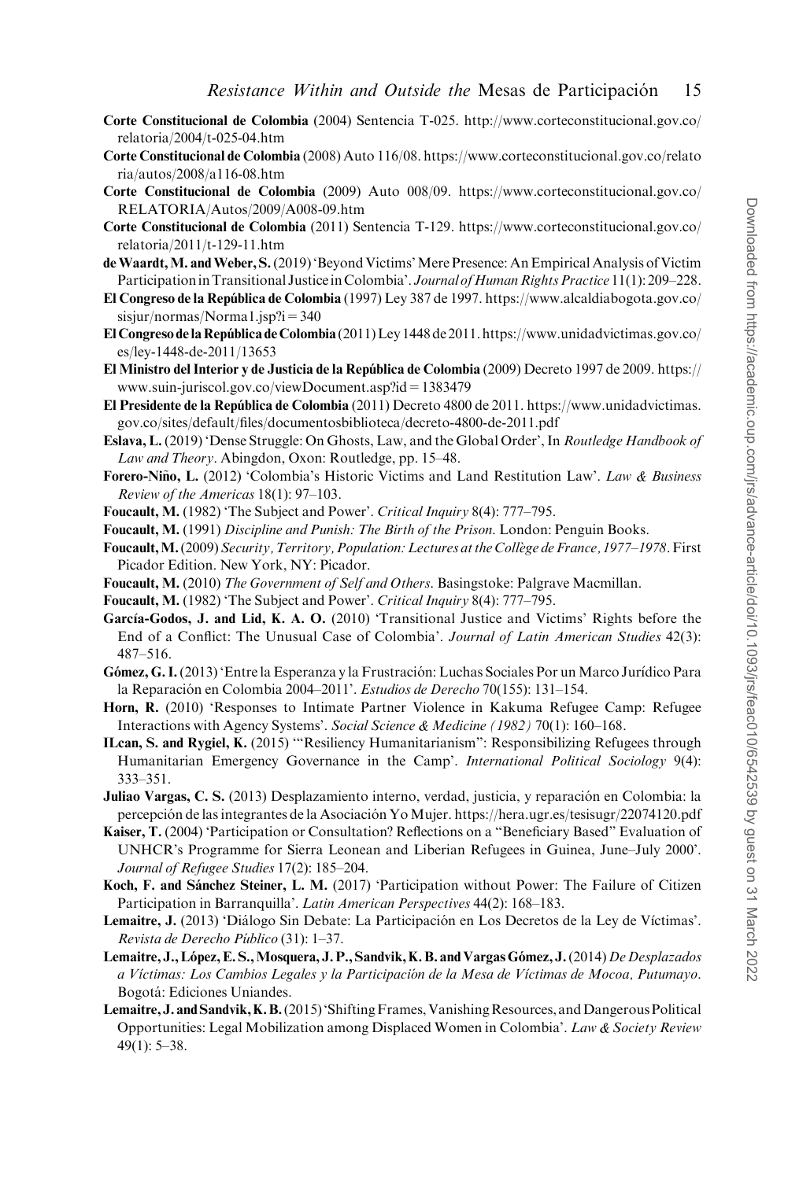**Corte Constitucional de Colombia** (2004) Sentencia T-025. http://www.corteconstitucional.gov.co/relatoria/2004/t-025-04.htm

**Corte Constitucional de Colombia** (2008) Auto 116/08. https://www.corteconstitucional.gov.co/relatoria/autos/2008/a116-08.htm

**Corte Constitucional de Colombia** (2009) Auto 008/09. https://www.corteconstitucional.gov.co/RELATORIA/Autos/2009/A008-09.htm

**Corte Constitucional de Colombia** (2011) Sentencia T-129. https://www.corteconstitucional.gov.co/relatoria/2011/t-129-11.htm

**de Waardt, M. and Weber, S.** (2019) 'Beyond Victims' Mere Presence: An Empirical Analysis of Victim Participation in Transitional Justice in Colombia'. *Journal of Human Rights Practice* 11(1): 209–228.

**El Congreso de la República de Colombia** (1997) Ley 387 de 1997. https://www.alcaldiabogota.gov.co/sisjur/normas/Norma1.jsp?i = 340

**El Congreso de la República de Colombia** (2011) Ley 1448 de 2011. https://www.unidadvictimas.gov.co/es/ley-1448-de-2011/13653

**El Ministro del Interior y de Justicia de la República de Colombia** (2009) Decreto 1997 de 2009. https://www.suin-juriscol.gov.co/viewDocument.asp?id = 1383479

**El Presidente de la República de Colombia** (2011) Decreto 4800 de 2011. https://www.unidadvictimas.gov.co/sites/default/files/documentosbiblioteca/decreto-4800-de-2011.pdf

**Eslava, L.** (2019) 'Dense Struggle: On Ghosts, Law, and the Global Order', In *Routledge Handbook of Law and Theory*. Abingdon, Oxon: Routledge, pp. 15–48.

**Forero-Niño, L.** (2012) 'Colombia's Historic Victims and Land Restitution Law'. *Law & Business Review of the Americas* 18(1): 97–103.

**Foucault, M.** (1982) 'The Subject and Power'. *Critical Inquiry* 8(4): 777–795.

**Foucault, M.** (1991) *Discipline and Punish: The Birth of the Prison*. London: Penguin Books.

**Foucault, M.** (2009) *Security, Territory, Population: Lectures at the Collège de France, 1977–1978*. First Picador Edition. New York, NY: Picador.

**Foucault, M.** (2010) *The Government of Self and Others*. Basingstoke: Palgrave Macmillan.

**Foucault, M.** (1982) 'The Subject and Power'. *Critical Inquiry* 8(4): 777–795.

**García-Godos, J. and Lid, K. A. O.** (2010) 'Transitional Justice and Victims' Rights before the End of a Conflict: The Unusual Case of Colombia'. *Journal of Latin American Studies* 42(3): 487–516.

**Gómez, G. I.** (2013) 'Entre la Esperanza y la Frustración: Luchas Sociales Por un Marco Jurídico Para la Reparación en Colombia 2004–2011'. *Estudios de Derecho* 70(155): 131–154.

**Horn, R.** (2010) 'Responses to Intimate Partner Violence in Kakuma Refugee Camp: Refugee Interactions with Agency Systems'. *Social Science & Medicine (1982)* 70(1): 160–168.

**ILcan, S. and Rygiel, K.** (2015) '"Resiliency Humanitarianism": Responsibilizing Refugees through Humanitarian Emergency Governance in the Camp'. *International Political Sociology* 9(4): 333–351.

**Juliao Vargas, C. S.** (2013) Desplazamiento interno, verdad, justicia, y reparación en Colombia: la percepción de las integrantes de la Asociación Yo Mujer. https://hera.ugr.es/tesisugr/22074120.pdf

**Kaiser, T.** (2004) 'Participation or Consultation? Reflections on a "Beneficiary Based" Evaluation of UNHCR's Programme for Sierra Leonean and Liberian Refugees in Guinea, June–July 2000'. *Journal of Refugee Studies* 17(2): 185–204.

**Koch, F. and Sánchez Steiner, L. M.** (2017) 'Participation without Power: The Failure of Citizen Participation in Barranquilla'. *Latin American Perspectives* 44(2): 168–183.

**Lemaitre, J.** (2013) 'Diálogo Sin Debate: La Participación en Los Decretos de la Ley de Víctimas'. *Revista de Derecho Público* (31): 1–37.

**Lemaitre, J., López, E. S., Mosquera, J. P., Sandvik, K. B. and Vargas Gómez, J.** (2014) *De Desplazados a Víctimas: Los Cambios Legales y la Participación de la Mesa de Víctimas de Mocoa, Putumayo*. Bogotá: Ediciones Uniandes.

**Lemaitre, J. and Sandvik, K. B.** (2015) 'Shifting Frames, Vanishing Resources, and Dangerous Political Opportunities: Legal Mobilization among Displaced Women in Colombia'. *Law & Society Review* 49(1): 5–38.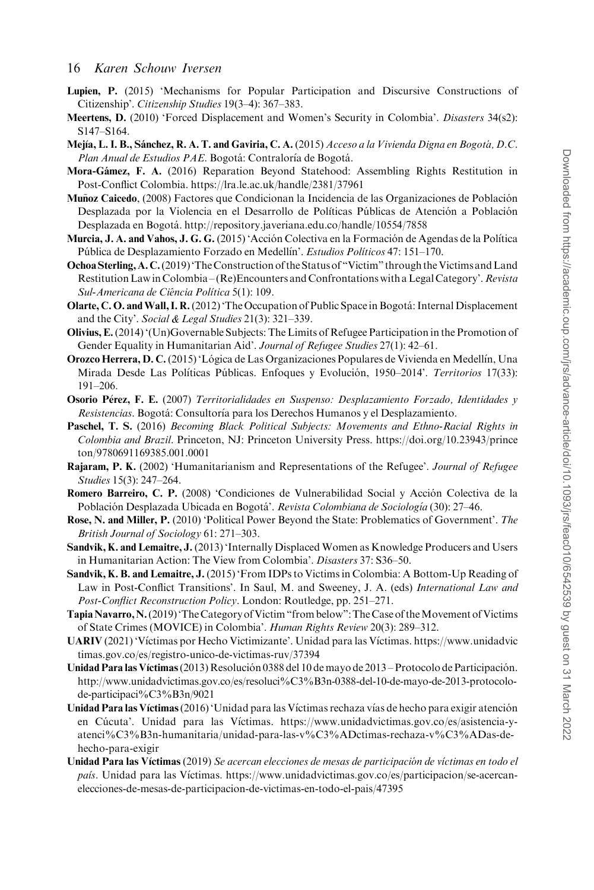**Lupien, P.** (2015) 'Mechanisms for Popular Participation and Discursive Constructions of Citizenship'. *Citizenship Studies* 19(3–4): 367–383.

**Meertens, D.** (2010) 'Forced Displacement and Women's Security in Colombia'. *Disasters* 34(s2): S147–S164.

**Mejía, L. I. B., Sánchez, R. A. T. and Gaviria, C. A.** (2015) *Acceso a la Vivienda Digna en Bogotá, D.C. Plan Anual de Estudios PAE*. Bogotá: Contraloría de Bogotá.

**Mora-Gámez, F. A.** (2016) Reparation Beyond Statehood: Assembling Rights Restitution in Post-Conflict Colombia. https://lra.le.ac.uk/handle/2381/37961

**Muñoz Caicedo**, (2008) Factores que Condicionan la Incidencia de las Organizaciones de Población Desplazada por la Violencia en el Desarrollo de Políticas Públicas de Atención a Población Desplazada en Bogotá. http://repository.javeriana.edu.co/handle/10554/7858

**Murcia, J. A. and Vahos, J. G. G.** (2015) 'Acción Colectiva en la Formación de Agendas de la Política Pública de Desplazamiento Forzado en Medellín'. *Estudios Políticos* 47: 151–170.

**Ochoa Sterling, A. C.** (2019) 'The Construction of the Status of "Victim" through the Victims and Land Restitution Law in Colombia – (Re)Encounters and Confrontations with a Legal Category'. *Revista Sul-Americana de Ciência Política* 5(1): 109.

**Olarte, C. O. and Wall, I. R.** (2012) 'The Occupation of Public Space in Bogotá: Internal Displacement and the City'. *Social & Legal Studies* 21(3): 321–339.

**Olivius, E.** (2014) '(Un)Governable Subjects: The Limits of Refugee Participation in the Promotion of Gender Equality in Humanitarian Aid'. *Journal of Refugee Studies* 27(1): 42–61.

**Orozco Herrera, D. C.** (2015) 'Lógica de Las Organizaciones Populares de Vivienda en Medellín, Una Mirada Desde Las Políticas Públicas. Enfoques y Evolución, 1950–2014'. *Territorios* 17(33): 191–206.

**Osorio Pérez, F. E.** (2007) *Territorialidades en Suspenso: Desplazamiento Forzado, Identidades y Resistencias*. Bogotá: Consultoría para los Derechos Humanos y el Desplazamiento.

**Paschel, T. S.** (2016) *Becoming Black Political Subjects: Movements and Ethno-Racial Rights in Colombia and Brazil*. Princeton, NJ: Princeton University Press. https://doi.org/10.23943/princeton/9780691169385.001.0001

**Rajaram, P. K.** (2002) 'Humanitarianism and Representations of the Refugee'. *Journal of Refugee Studies* 15(3): 247–264.

**Romero Barreiro, C. P.** (2008) 'Condiciones de Vulnerabilidad Social y Acción Colectiva de la Población Desplazada Ubicada en Bogotá'. *Revista Colombiana de Sociología* (30): 27–46.

**Rose, N. and Miller, P.** (2010) 'Political Power Beyond the State: Problematics of Government'. *The British Journal of Sociology* 61: 271–303.

**Sandvik, K. and Lemaitre, J.** (2013) 'Internally Displaced Women as Knowledge Producers and Users in Humanitarian Action: The View from Colombia'. *Disasters* 37: S36–50.

**Sandvik, K. B. and Lemaitre, J.** (2015) 'From IDPs to Victims in Colombia: A Bottom-Up Reading of Law in Post-Conflict Transitions'. In Saul, M. and Sweeney, J. A. (eds) *International Law and Post-Conflict Reconstruction Policy*. London: Routledge, pp. 251–271.

**Tapia Navarro, N.** (2019) 'The Category of Victim "from below": The Case of the Movement of Victims of State Crimes (MOVICE) in Colombia'. *Human Rights Review* 20(3): 289–312.

**UARIV** (2021) 'Víctimas por Hecho Victimizante'. Unidad para las Víctimas. https://www.unidadvictimas.gov.co/es/registro-unico-de-victimas-ruv/37394

**Unidad Para las Víctimas** (2013) Resolución 0388 del 10 de mayo de 2013 – Protocolo de Participación. http://www.unidadvictimas.gov.co/es/resoluci%C3%B3n-0388-del-10-de-mayo-de-2013-protocolo-de-participaci%C3%B3n/9021

**Unidad Para las Víctimas** (2016) 'Unidad para las Víctimas rechaza vías de hecho para exigir atención en Cúcuta'. Unidad para las Víctimas. https://www.unidadvictimas.gov.co/es/asistencia-y-atenci%C3%B3n-humanitaria/unidad-para-las-v%C3%ADctimas-rechaza-v%C3%ADas-de-hecho-para-exigir

**Unidad Para las Víctimas** (2019) *Se acercan elecciones de mesas de participación de víctimas en todo el país*. Unidad para las Víctimas. https://www.unidadvictimas.gov.co/es/participacion/se-acercan-elecciones-de-mesas-de-participacion-de-victimas-en-todo-el-pais/47395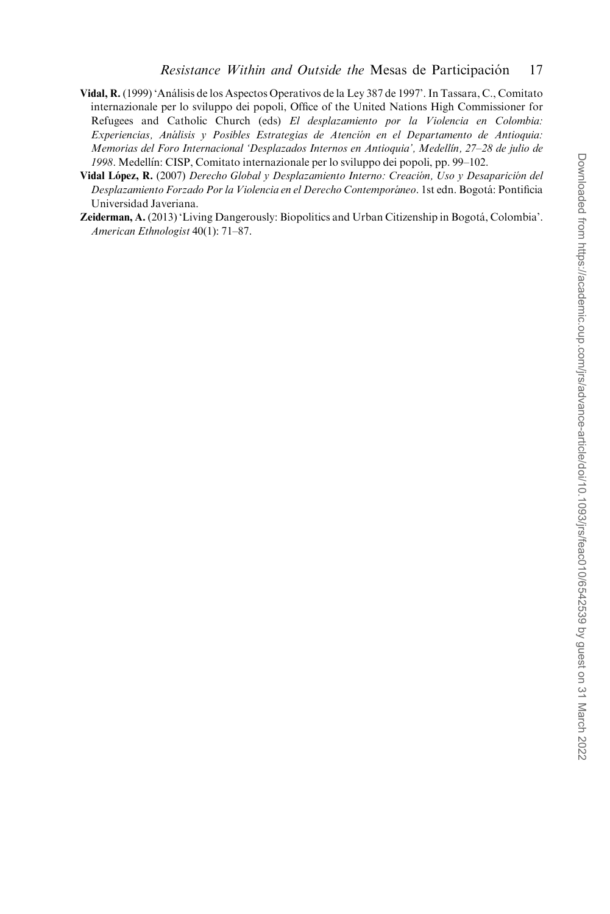**Vidal, R.** (1999) 'Análisis de los Aspectos Operativos de la Ley 387 de 1997'. In Tassara, C., Comitato internazionale per lo sviluppo dei popoli, Office of the United Nations High Commissioner for Refugees and Catholic Church (eds) *El desplazamiento por la Violencia en Colombia: Experiencias, Análisis y Posibles Estrategias de Atención en el Departamento de Antioquia: Memorias del Foro Internacional 'Desplazados Internos en Antioquia', Medellín, 27–28 de julio de 1998*. Medellín: CISP, Comitato internazionale per lo sviluppo dei popoli, pp. 99–102.

**Vidal López, R.** (2007) *Derecho Global y Desplazamiento Interno: Creación, Uso y Desaparición del Desplazamiento Forzado Por la Violencia en el Derecho Contemporáneo*. 1st edn. Bogotá: Pontificia Universidad Javeriana.

**Zeiderman, A.** (2013) 'Living Dangerously: Biopolitics and Urban Citizenship in Bogotá, Colombia'. *American Ethnologist* 40(1): 71–87.